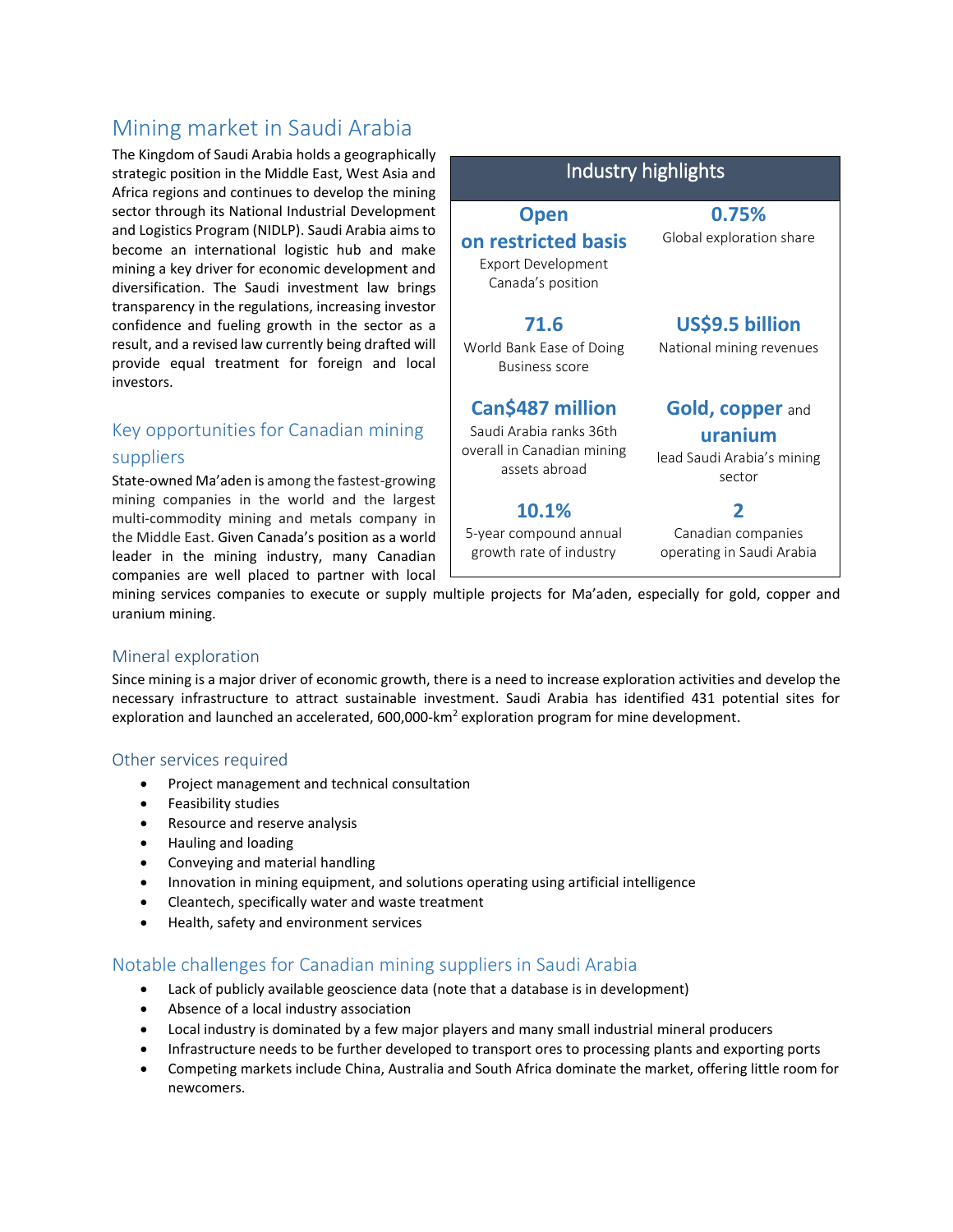# Mining market in Saudi Arabia

The Kingdom of Saudi Arabia holds a geographically strategic position in the Middle East, West Asia and Africa regions and continues to develop the mining sector through its National Industrial Development and Logistics Program (NIDLP). Saudi Arabia aims to become an international logistic hub and make mining a key driver for economic development and diversification. The Saudi investment law brings transparency in the regulations, increasing investor confidence and fueling growth in the sector as a result, and a revised law currently being drafted will provide equal treatment for foreign and local investors.

## Industry highlights

| | |
|---|---|
| **Open on restricted basis**<br>Export Development Canada's position | **0.75%**<br>Global exploration share |
| **71.6**<br>World Bank Ease of Doing Business score | **US$9.5 billion**<br>National mining revenues |
| **Can$487 million**<br>Saudi Arabia ranks 36th overall in Canadian mining assets abroad | **Gold, copper** and **uranium**<br>lead Saudi Arabia's mining sector |
| **10.1%**<br>5-year compound annual growth rate of industry | **2**<br>Canadian companies operating in Saudi Arabia |

## Key opportunities for Canadian mining suppliers

State-owned Ma'aden is among the fastest-growing mining companies in the world and the largest multi-commodity mining and metals company in the Middle East. Given Canada's position as a world leader in the mining industry, many Canadian companies are well placed to partner with local mining services companies to execute or supply multiple projects for Ma'aden, especially for gold, copper and uranium mining.

### Mineral exploration

Since mining is a major driver of economic growth, there is a need to increase exploration activities and develop the necessary infrastructure to attract sustainable investment. Saudi Arabia has identified 431 potential sites for exploration and launched an accelerated, 600,000-km$^2$ exploration program for mine development.

### Other services required

- Project management and technical consultation
- Feasibility studies
- Resource and reserve analysis
- Hauling and loading
- Conveying and material handling
- Innovation in mining equipment, and solutions operating using artificial intelligence
- Cleantech, specifically water and waste treatment
- Health, safety and environment services

## Notable challenges for Canadian mining suppliers in Saudi Arabia

- Lack of publicly available geoscience data (note that a database is in development)
- Absence of a local industry association
- Local industry is dominated by a few major players and many small industrial mineral producers
- Infrastructure needs to be further developed to transport ores to processing plants and exporting ports
- Competing markets include China, Australia and South Africa dominate the market, offering little room for newcomers.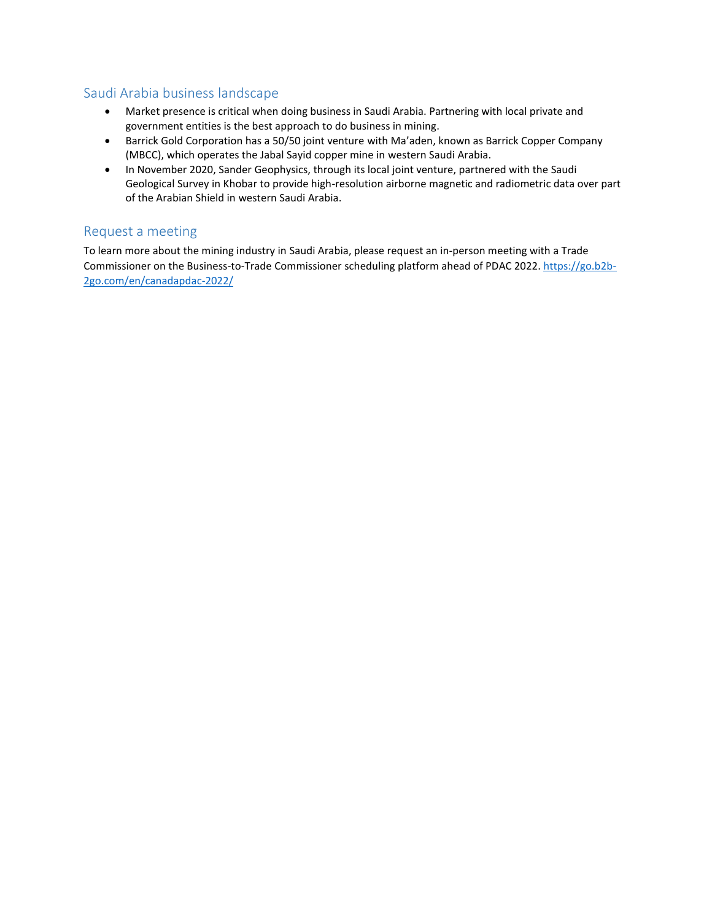## Saudi Arabia business landscape

- Market presence is critical when doing business in Saudi Arabia. Partnering with local private and government entities is the best approach to do business in mining.
- Barrick Gold Corporation has a 50/50 joint venture with Ma'aden, known as Barrick Copper Company (MBCC), which operates the Jabal Sayid copper mine in western Saudi Arabia.
- In November 2020, Sander Geophysics, through its local joint venture, partnered with the Saudi Geological Survey in Khobar to provide high-resolution airborne magnetic and radiometric data over part of the Arabian Shield in western Saudi Arabia.

## Request a meeting

To learn more about the mining industry in Saudi Arabia, please request an in-person meeting with a Trade Commissioner on the Business-to-Trade Commissioner scheduling platform ahead of PDAC 2022. [https://go.b2b-2go.com/en/canadapdac-2022/](https://go.b2b-2go.com/en/canadapdac-2022/)